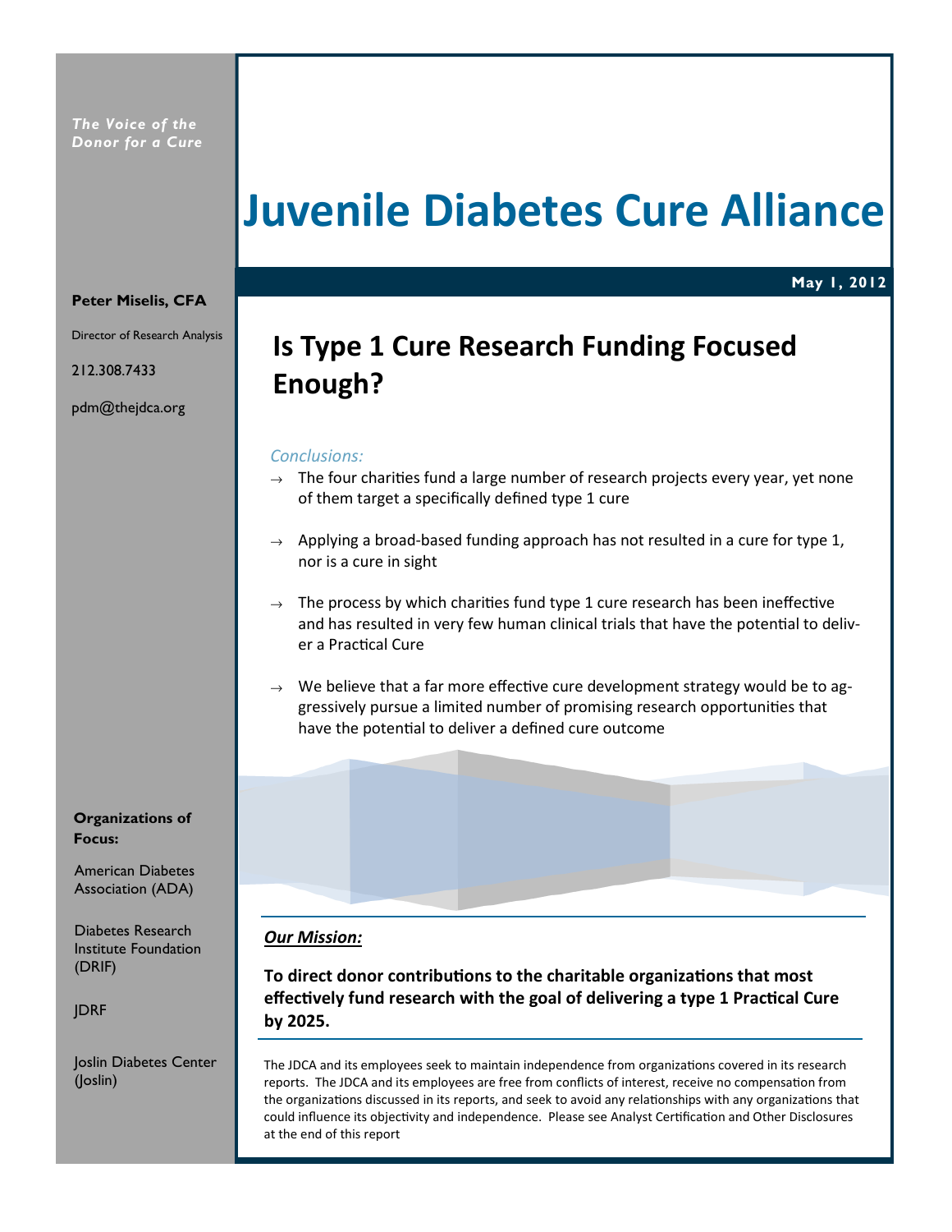*The Voice of the Donor for a Cure*

# Juvenile Diabetes Cure Alliance

**May 1, 2012**

**Peter Miselis, CFA**

Director of Research Analysis

212.308.7433

pdm@thejdca.org

## Is Type 1 Cure Research Funding Focused Enough?

*Conclusions:*

- The four charities fund a large number of research projects every year, yet none of them target a specifically defined type 1 cure
- Applying a broad-based funding approach has not resulted in a cure for type 1, nor is a cure in sight
- The process by which charities fund type 1 cure research has been ineffective and has resulted in very few human clinical trials that have the potential to deliver a Practical Cure
- We believe that a far more effective cure development strategy would be to aggressively pursue a limited number of promising research opportunities that have the potential to deliver a defined cure outcome

**Organizations of Focus:**

American Diabetes Association (ADA)

Diabetes Research Institute Foundation (DRIF)

JDRF

Joslin Diabetes Center (Joslin)

***Our Mission:***

**To direct donor contributions to the charitable organizations that most effectively fund research with the goal of delivering a type 1 Practical Cure by 2025.**

The JDCA and its employees seek to maintain independence from organizations covered in its research reports. The JDCA and its employees are free from conflicts of interest, receive no compensation from the organizations discussed in its reports, and seek to avoid any relationships with any organizations that could influence its objectivity and independence. Please see Analyst Certification and Other Disclosures at the end of this report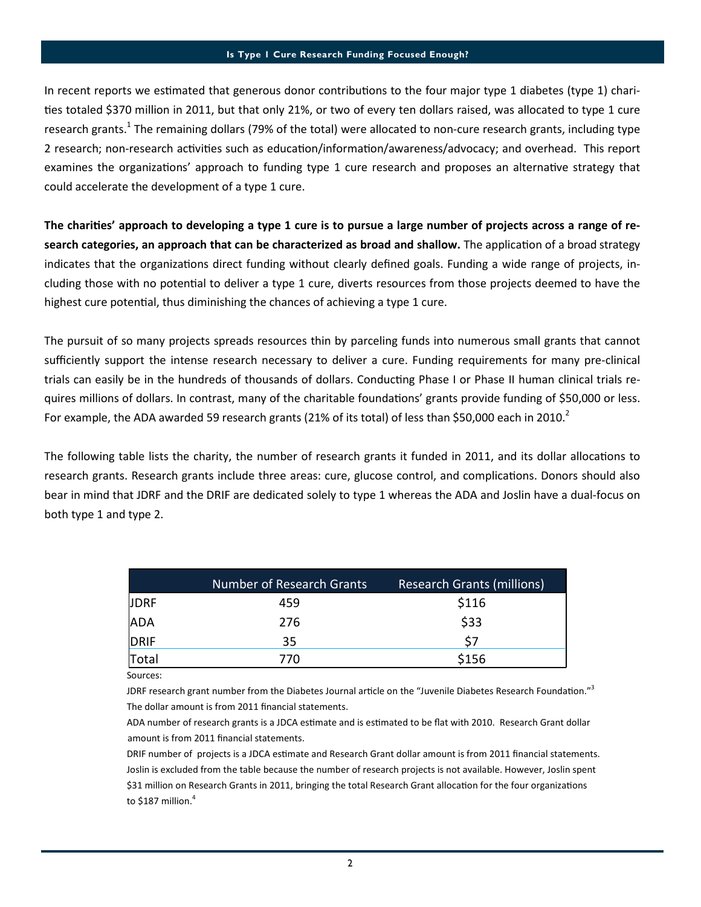In recent reports we estimated that generous donor contributions to the four major type 1 diabetes (type 1) charities totaled $370 million in 2011, but that only 21%, or two of every ten dollars raised, was allocated to type 1 cure research grants.[1] The remaining dollars (79% of the total) were allocated to non-cure research grants, including type 2 research; non-research activities such as education/information/awareness/advocacy; and overhead. This report examines the organizations' approach to funding type 1 cure research and proposes an alternative strategy that could accelerate the development of a type 1 cure.

**The charities' approach to developing a type 1 cure is to pursue a large number of projects across a range of research categories, an approach that can be characterized as broad and shallow.** The application of a broad strategy indicates that the organizations direct funding without clearly defined goals. Funding a wide range of projects, including those with no potential to deliver a type 1 cure, diverts resources from those projects deemed to have the highest cure potential, thus diminishing the chances of achieving a type 1 cure.

The pursuit of so many projects spreads resources thin by parceling funds into numerous small grants that cannot sufficiently support the intense research necessary to deliver a cure. Funding requirements for many pre-clinical trials can easily be in the hundreds of thousands of dollars. Conducting Phase I or Phase II human clinical trials requires millions of dollars. In contrast, many of the charitable foundations' grants provide funding of $50,000 or less. For example, the ADA awarded 59 research grants (21% of its total) of less than $50,000 each in 2010.[2]

The following table lists the charity, the number of research grants it funded in 2011, and its dollar allocations to research grants. Research grants include three areas: cure, glucose control, and complications. Donors should also bear in mind that JDRF and the DRIF are dedicated solely to type 1 whereas the ADA and Joslin have a dual-focus on both type 1 and type 2.

| | Number of Research Grants | Research Grants (millions) |
|---|---|---|
| JDRF | 459 | $116 |
| ADA | 276 | $33 |
| DRIF | 35 | $7 |
| Total | 770 | $156 |

Sources:

JDRF research grant number from the Diabetes Journal article on the "Juvenile Diabetes Research Foundation."[3] The dollar amount is from 2011 financial statements.

ADA number of research grants is a JDCA estimate and is estimated to be flat with 2010. Research Grant dollar amount is from 2011 financial statements.

DRIF number of projects is a JDCA estimate and Research Grant dollar amount is from 2011 financial statements. Joslin is excluded from the table because the number of research projects is not available. However, Joslin spent $31 million on Research Grants in 2011, bringing the total Research Grant allocation for the four organizations to $187 million.[4]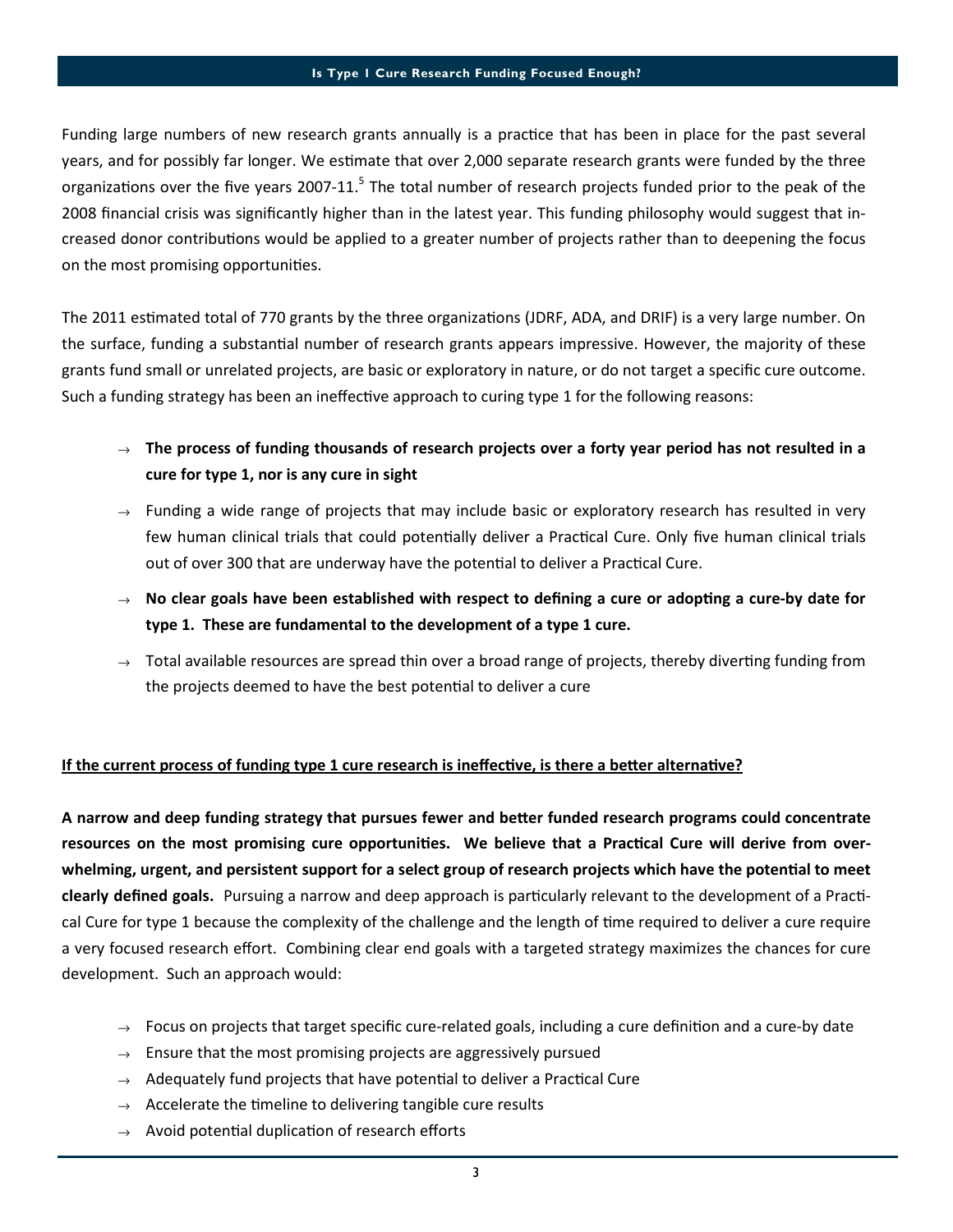Funding large numbers of new research grants annually is a practice that has been in place for the past several years, and for possibly far longer. We estimate that over 2,000 separate research grants were funded by the three organizations over the five years 2007-11.[5] The total number of research projects funded prior to the peak of the 2008 financial crisis was significantly higher than in the latest year. This funding philosophy would suggest that increased donor contributions would be applied to a greater number of projects rather than to deepening the focus on the most promising opportunities.

The 2011 estimated total of 770 grants by the three organizations (JDRF, ADA, and DRIF) is a very large number. On the surface, funding a substantial number of research grants appears impressive. However, the majority of these grants fund small or unrelated projects, are basic or exploratory in nature, or do not target a specific cure outcome. Such a funding strategy has been an ineffective approach to curing type 1 for the following reasons:

- **The process of funding thousands of research projects over a forty year period has not resulted in a cure for type 1, nor is any cure in sight**
- Funding a wide range of projects that may include basic or exploratory research has resulted in very few human clinical trials that could potentially deliver a Practical Cure. Only five human clinical trials out of over 300 that are underway have the potential to deliver a Practical Cure.
- **No clear goals have been established with respect to defining a cure or adopting a cure-by date for type 1. These are fundamental to the development of a type 1 cure.**
- Total available resources are spread thin over a broad range of projects, thereby diverting funding from the projects deemed to have the best potential to deliver a cure

**<u>If the current process of funding type 1 cure research is ineffective, is there a better alternative?</u>**

**A narrow and deep funding strategy that pursues fewer and better funded research programs could concentrate resources on the most promising cure opportunities. We believe that a Practical Cure will derive from overwhelming, urgent, and persistent support for a select group of research projects which have the potential to meet clearly defined goals.** Pursuing a narrow and deep approach is particularly relevant to the development of a Practical Cure for type 1 because the complexity of the challenge and the length of time required to deliver a cure require a very focused research effort. Combining clear end goals with a targeted strategy maximizes the chances for cure development. Such an approach would:

- Focus on projects that target specific cure-related goals, including a cure definition and a cure-by date
- Ensure that the most promising projects are aggressively pursued
- Adequately fund projects that have potential to deliver a Practical Cure
- Accelerate the timeline to delivering tangible cure results
- Avoid potential duplication of research efforts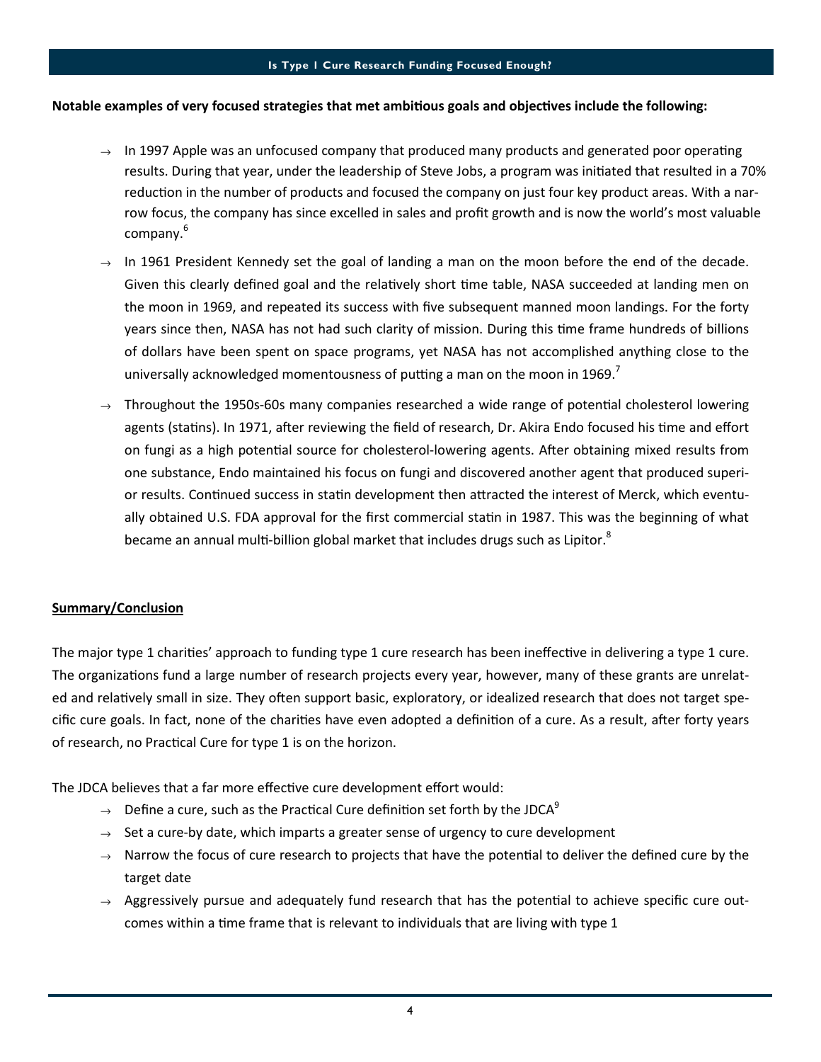**Notable examples of very focused strategies that met ambitious goals and objectives include the following:**

- In 1997 Apple was an unfocused company that produced many products and generated poor operating results. During that year, under the leadership of Steve Jobs, a program was initiated that resulted in a 70% reduction in the number of products and focused the company on just four key product areas. With a narrow focus, the company has since excelled in sales and profit growth and is now the world's most valuable company.[6]
- In 1961 President Kennedy set the goal of landing a man on the moon before the end of the decade. Given this clearly defined goal and the relatively short time table, NASA succeeded at landing men on the moon in 1969, and repeated its success with five subsequent manned moon landings. For the forty years since then, NASA has not had such clarity of mission. During this time frame hundreds of billions of dollars have been spent on space programs, yet NASA has not accomplished anything close to the universally acknowledged momentousness of putting a man on the moon in 1969.[7]
- Throughout the 1950s-60s many companies researched a wide range of potential cholesterol lowering agents (statins). In 1971, after reviewing the field of research, Dr. Akira Endo focused his time and effort on fungi as a high potential source for cholesterol-lowering agents. After obtaining mixed results from one substance, Endo maintained his focus on fungi and discovered another agent that produced superior results. Continued success in statin development then attracted the interest of Merck, which eventually obtained U.S. FDA approval for the first commercial statin in 1987. This was the beginning of what became an annual multi-billion global market that includes drugs such as Lipitor.[8]

**Summary/Conclusion**

The major type 1 charities' approach to funding type 1 cure research has been ineffective in delivering a type 1 cure. The organizations fund a large number of research projects every year, however, many of these grants are unrelated and relatively small in size. They often support basic, exploratory, or idealized research that does not target specific cure goals. In fact, none of the charities have even adopted a definition of a cure. As a result, after forty years of research, no Practical Cure for type 1 is on the horizon.

The JDCA believes that a far more effective cure development effort would:

- Define a cure, such as the Practical Cure definition set forth by the JDCA[9]
- Set a cure-by date, which imparts a greater sense of urgency to cure development
- Narrow the focus of cure research to projects that have the potential to deliver the defined cure by the target date
- Aggressively pursue and adequately fund research that has the potential to achieve specific cure outcomes within a time frame that is relevant to individuals that are living with type 1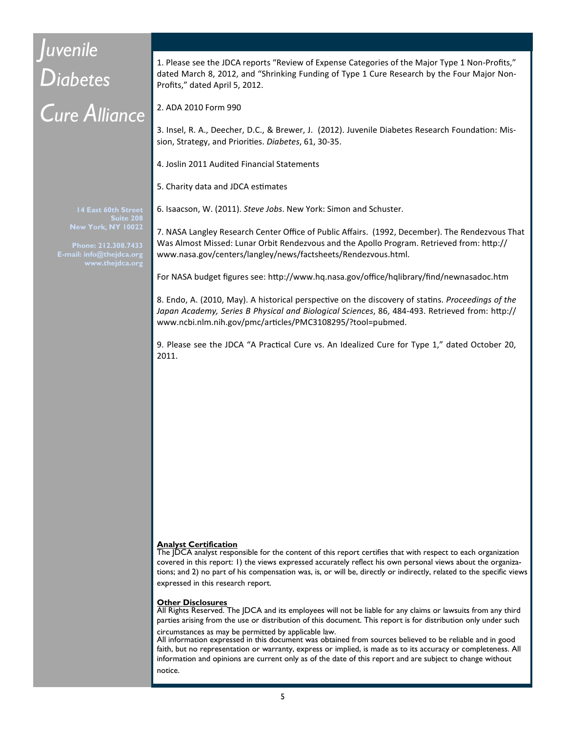# Juvenile Diabetes Cure Alliance

14 East 60th Street
Suite 208
New York, NY 10022

Phone: 212.308.7433
E-mail: info@thejdca.org
www.thejdca.org

1. Please see the JDCA reports "Review of Expense Categories of the Major Type 1 Non-Profits," dated March 8, 2012, and "Shrinking Funding of Type 1 Cure Research by the Four Major Non-Profits," dated April 5, 2012.

2. ADA 2010 Form 990

3. Insel, R. A., Deecher, D.C., & Brewer, J. (2012). Juvenile Diabetes Research Foundation: Mission, Strategy, and Priorities. *Diabetes*, 61, 30-35.

4. Joslin 2011 Audited Financial Statements

5. Charity data and JDCA estimates

6. Isaacson, W. (2011). *Steve Jobs*. New York: Simon and Schuster.

7. NASA Langley Research Center Office of Public Affairs. (1992, December). The Rendezvous That Was Almost Missed: Lunar Orbit Rendezvous and the Apollo Program. Retrieved from: http://www.nasa.gov/centers/langley/news/factsheets/Rendezvous.html.

For NASA budget figures see: http://www.hq.nasa.gov/office/hqlibrary/find/newnasadoc.htm

8. Endo, A. (2010, May). A historical perspective on the discovery of statins. *Proceedings of the Japan Academy, Series B Physical and Biological Sciences*, 86, 484-493. Retrieved from: http://www.ncbi.nlm.nih.gov/pmc/articles/PMC3108295/?tool=pubmed.

9. Please see the JDCA "A Practical Cure vs. An Idealized Cure for Type 1," dated October 20, 2011.

**Analyst Certification**

The JDCA analyst responsible for the content of this report certifies that with respect to each organization covered in this report: 1) the views expressed accurately reflect his own personal views about the organizations; and 2) no part of his compensation was, is, or will be, directly or indirectly, related to the specific views expressed in this research report.

**Other Disclosures**

All Rights Reserved. The JDCA and its employees will not be liable for any claims or lawsuits from any third parties arising from the use or distribution of this document. This report is for distribution only under such circumstances as may be permitted by applicable law.

All information expressed in this document was obtained from sources believed to be reliable and in good faith, but no representation or warranty, express or implied, is made as to its accuracy or completeness. All information and opinions are current only as of the date of this report and are subject to change without notice.